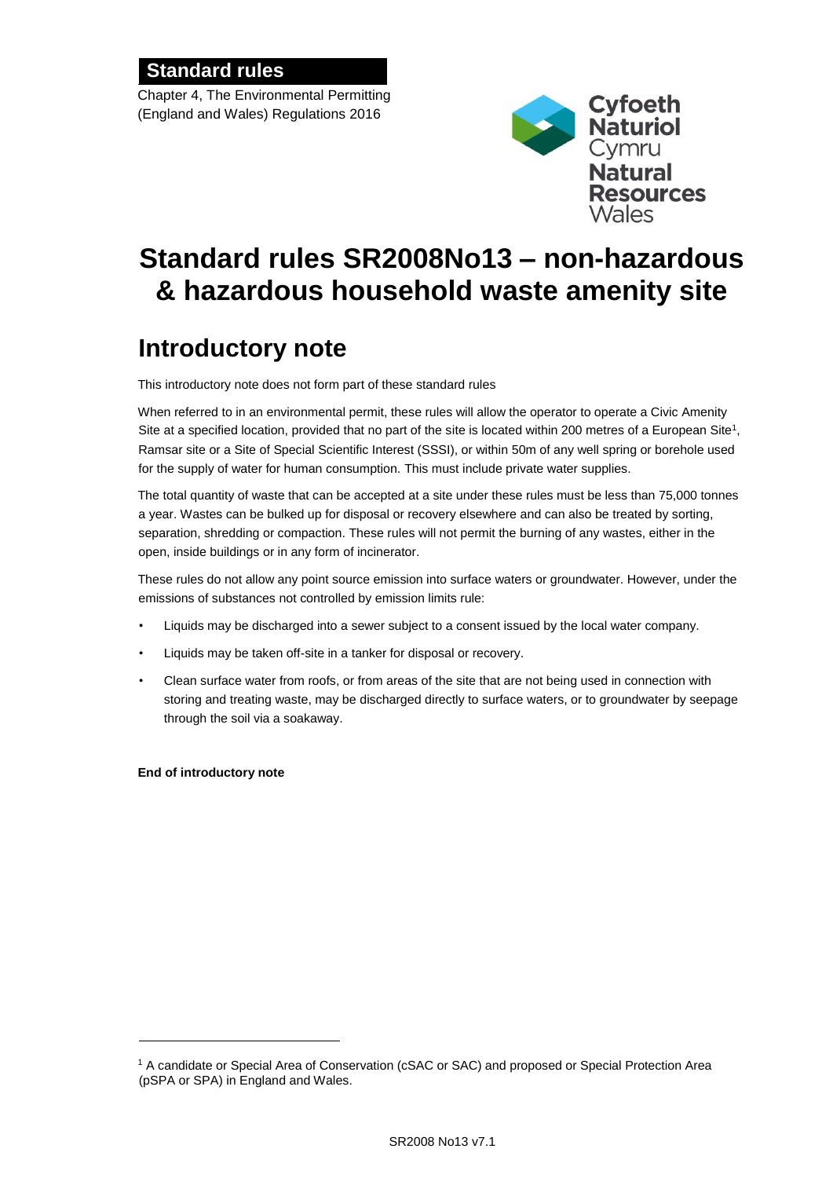**Standard rules**

Chapter 4, The Environmental Permitting (England and Wales) Regulations 2016

# Standard rules SR2008No13 – non-hazardous & hazardous household waste amenity site

## Introductory note

This introductory note does not form part of these standard rules

When referred to in an environmental permit, these rules will allow the operator to operate a Civic Amenity Site at a specified location, provided that no part of the site is located within 200 metres of a European Site[1], Ramsar site or a Site of Special Scientific Interest (SSSI), or within 50m of any well spring or borehole used for the supply of water for human consumption. This must include private water supplies.

The total quantity of waste that can be accepted at a site under these rules must be less than 75,000 tonnes a year. Wastes can be bulked up for disposal or recovery elsewhere and can also be treated by sorting, separation, shredding or compaction. These rules will not permit the burning of any wastes, either in the open, inside buildings or in any form of incinerator.

These rules do not allow any point source emission into surface waters or groundwater. However, under the emissions of substances not controlled by emission limits rule:

- Liquids may be discharged into a sewer subject to a consent issued by the local water company.
- Liquids may be taken off-site in a tanker for disposal or recovery.
- Clean surface water from roofs, or from areas of the site that are not being used in connection with storing and treating waste, may be discharged directly to surface waters, or to groundwater by seepage through the soil via a soakaway.

**End of introductory note**

[1] A candidate or Special Area of Conservation (cSAC or SAC) and proposed or Special Protection Area (pSPA or SPA) in England and Wales.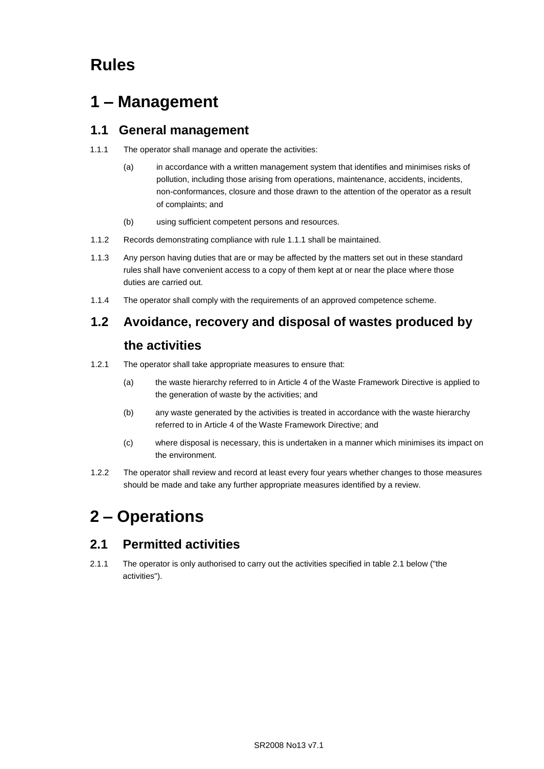# Rules

# 1 – Management

## 1.1 General management

1.1.1 The operator shall manage and operate the activities:

(a) in accordance with a written management system that identifies and minimises risks of pollution, including those arising from operations, maintenance, accidents, incidents, non-conformances, closure and those drawn to the attention of the operator as a result of complaints; and

(b) using sufficient competent persons and resources.

1.1.2 Records demonstrating compliance with rule 1.1.1 shall be maintained.

1.1.3 Any person having duties that are or may be affected by the matters set out in these standard rules shall have convenient access to a copy of them kept at or near the place where those duties are carried out.

1.1.4 The operator shall comply with the requirements of an approved competence scheme.

## 1.2 Avoidance, recovery and disposal of wastes produced by the activities

1.2.1 The operator shall take appropriate measures to ensure that:

(a) the waste hierarchy referred to in Article 4 of the Waste Framework Directive is applied to the generation of waste by the activities; and

(b) any waste generated by the activities is treated in accordance with the waste hierarchy referred to in Article 4 of the Waste Framework Directive; and

(c) where disposal is necessary, this is undertaken in a manner which minimises its impact on the environment.

1.2.2 The operator shall review and record at least every four years whether changes to those measures should be made and take any further appropriate measures identified by a review.

# 2 – Operations

## 2.1 Permitted activities

2.1.1 The operator is only authorised to carry out the activities specified in table 2.1 below ("the activities").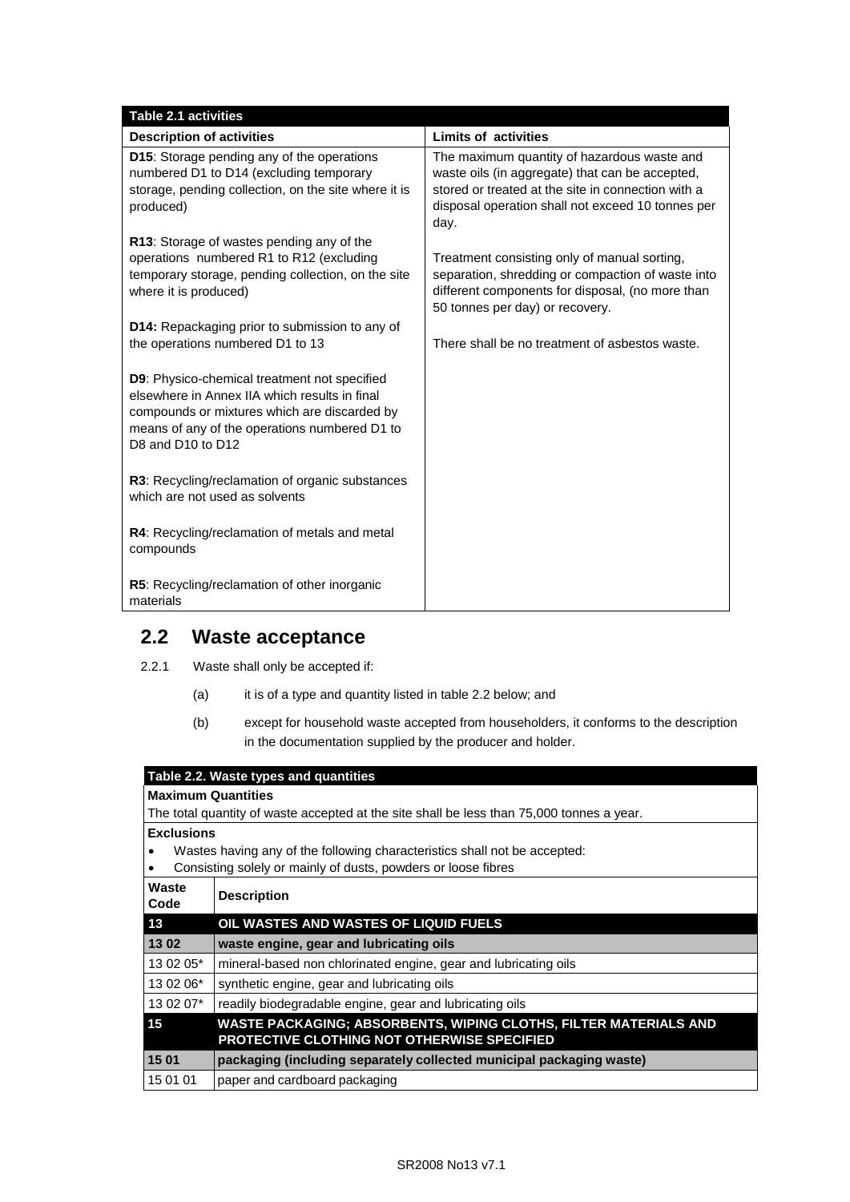| Table 2.1 activities | |
|---|---|
| **Description of activities** | **Limits of activities** |
| **D15**: Storage pending any of the operations numbered D1 to D14 (excluding temporary storage, pending collection, on the site where it is produced)<br><br>**R13**: Storage of wastes pending any of the operations numbered R1 to R12 (excluding temporary storage, pending collection, on the site where it is produced)<br><br>**D14:** Repackaging prior to submission to any of the operations numbered D1 to 13<br><br>**D9**: Physico-chemical treatment not specified elsewhere in Annex IIA which results in final compounds or mixtures which are discarded by means of any of the operations numbered D1 to D8 and D10 to D12<br><br>**R3**: Recycling/reclamation of organic substances which are not used as solvents<br><br>**R4**: Recycling/reclamation of metals and metal compounds<br><br>**R5**: Recycling/reclamation of other inorganic materials | The maximum quantity of hazardous waste and waste oils (in aggregate) that can be accepted, stored or treated at the site in connection with a disposal operation shall not exceed 10 tonnes per day.<br><br>Treatment consisting only of manual sorting, separation, shredding or compaction of waste into different components for disposal, (no more than 50 tonnes per day) or recovery.<br><br>There shall be no treatment of asbestos waste. |

## 2.2 Waste acceptance

2.2.1 Waste shall only be accepted if:

(a) it is of a type and quantity listed in table 2.2 below; and

(b) except for household waste accepted from householders, it conforms to the description in the documentation supplied by the producer and holder.

| Table 2.2. Waste types and quantities | |
|---|---|
| **Maximum Quantities**<br>The total quantity of waste accepted at the site shall be less than 75,000 tonnes a year. | |
| **Exclusions**<br>• Wastes having any of the following characteristics shall not be accepted:<br>• Consisting solely or mainly of dusts, powders or loose fibres | |
| **Waste Code** | **Description** |
| **13** | **OIL WASTES AND WASTES OF LIQUID FUELS** |
| **13 02** | **waste engine, gear and lubricating oils** |
| 13 02 05* | mineral-based non chlorinated engine, gear and lubricating oils |
| 13 02 06* | synthetic engine, gear and lubricating oils |
| 13 02 07* | readily biodegradable engine, gear and lubricating oils |
| **15** | **WASTE PACKAGING; ABSORBENTS, WIPING CLOTHS, FILTER MATERIALS AND PROTECTIVE CLOTHING NOT OTHERWISE SPECIFIED** |
| **15 01** | **packaging (including separately collected municipal packaging waste)** |
| 15 01 01 | paper and cardboard packaging |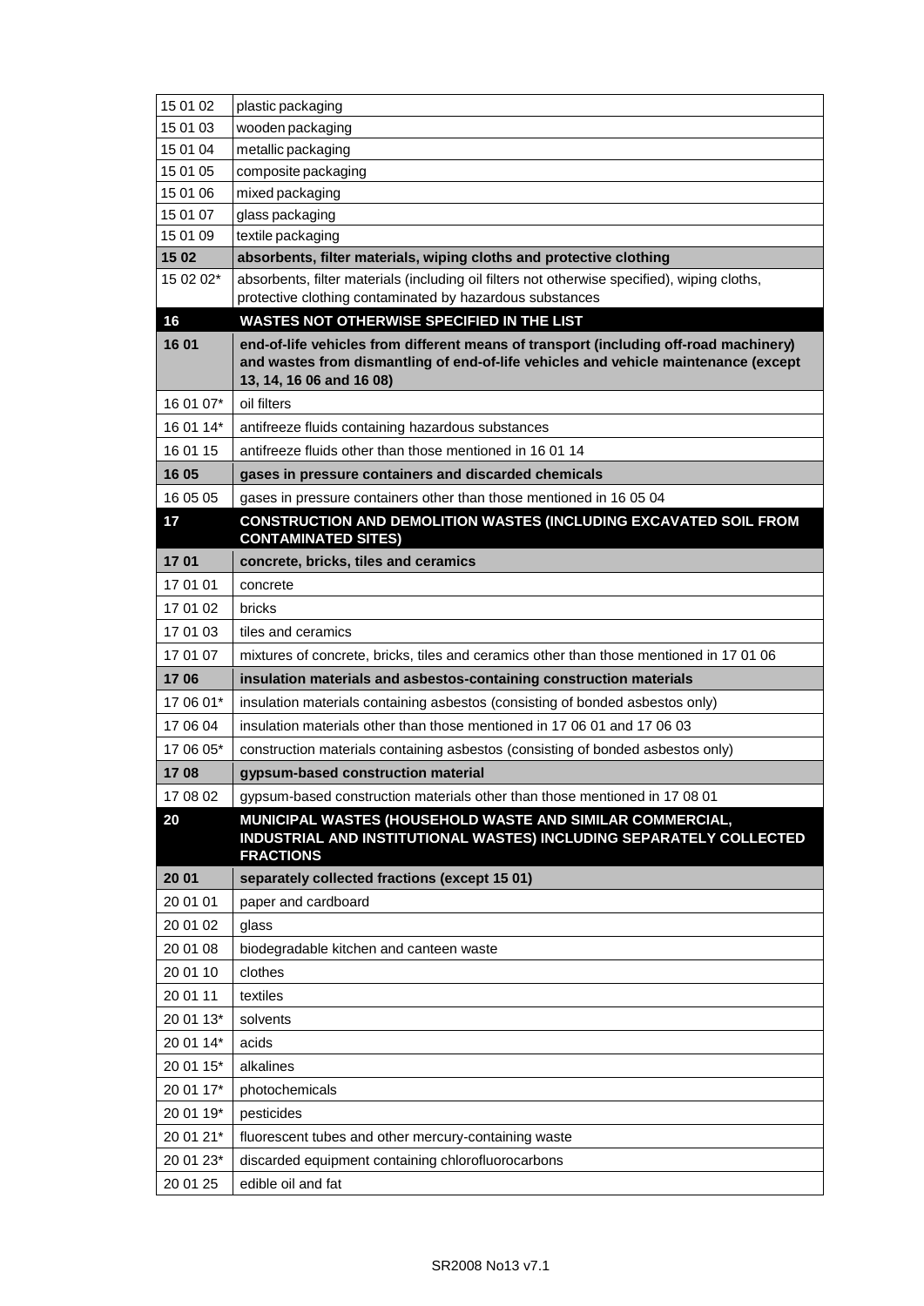| | |
|---|---|
| 15 01 02 | plastic packaging |
| 15 01 03 | wooden packaging |
| 15 01 04 | metallic packaging |
| 15 01 05 | composite packaging |
| 15 01 06 | mixed packaging |
| 15 01 07 | glass packaging |
| 15 01 09 | textile packaging |
| **15 02** | **absorbents, filter materials, wiping cloths and protective clothing** |
| 15 02 02* | absorbents, filter materials (including oil filters not otherwise specified), wiping cloths, protective clothing contaminated by hazardous substances |
| **16** | **WASTES NOT OTHERWISE SPECIFIED IN THE LIST** |
| **16 01** | **end-of-life vehicles from different means of transport (including off-road machinery) and wastes from dismantling of end-of-life vehicles and vehicle maintenance (except 13, 14, 16 06 and 16 08)** |
| 16 01 07* | oil filters |
| 16 01 14* | antifreeze fluids containing hazardous substances |
| 16 01 15 | antifreeze fluids other than those mentioned in 16 01 14 |
| **16 05** | **gases in pressure containers and discarded chemicals** |
| 16 05 05 | gases in pressure containers other than those mentioned in 16 05 04 |
| **17** | **CONSTRUCTION AND DEMOLITION WASTES (INCLUDING EXCAVATED SOIL FROM CONTAMINATED SITES)** |
| **17 01** | **concrete, bricks, tiles and ceramics** |
| 17 01 01 | concrete |
| 17 01 02 | bricks |
| 17 01 03 | tiles and ceramics |
| 17 01 07 | mixtures of concrete, bricks, tiles and ceramics other than those mentioned in 17 01 06 |
| **17 06** | **insulation materials and asbestos-containing construction materials** |
| 17 06 01* | insulation materials containing asbestos (consisting of bonded asbestos only) |
| 17 06 04 | insulation materials other than those mentioned in 17 06 01 and 17 06 03 |
| 17 06 05* | construction materials containing asbestos (consisting of bonded asbestos only) |
| **17 08** | **gypsum-based construction material** |
| 17 08 02 | gypsum-based construction materials other than those mentioned in 17 08 01 |
| **20** | **MUNICIPAL WASTES (HOUSEHOLD WASTE AND SIMILAR COMMERCIAL, INDUSTRIAL AND INSTITUTIONAL WASTES) INCLUDING SEPARATELY COLLECTED FRACTIONS** |
| **20 01** | **separately collected fractions (except 15 01)** |
| 20 01 01 | paper and cardboard |
| 20 01 02 | glass |
| 20 01 08 | biodegradable kitchen and canteen waste |
| 20 01 10 | clothes |
| 20 01 11 | textiles |
| 20 01 13* | solvents |
| 20 01 14* | acids |
| 20 01 15* | alkalines |
| 20 01 17* | photochemicals |
| 20 01 19* | pesticides |
| 20 01 21* | fluorescent tubes and other mercury-containing waste |
| 20 01 23* | discarded equipment containing chlorofluorocarbons |
| 20 01 25 | edible oil and fat |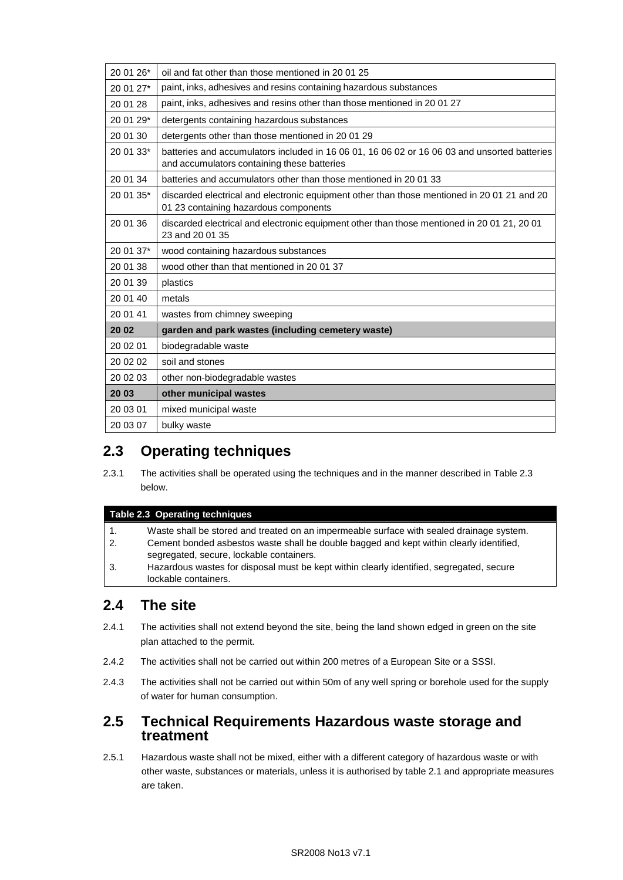| | |
|---|---|
| 20 01 26* | oil and fat other than those mentioned in 20 01 25 |
| 20 01 27* | paint, inks, adhesives and resins containing hazardous substances |
| 20 01 28 | paint, inks, adhesives and resins other than those mentioned in 20 01 27 |
| 20 01 29* | detergents containing hazardous substances |
| 20 01 30 | detergents other than those mentioned in 20 01 29 |
| 20 01 33* | batteries and accumulators included in 16 06 01, 16 06 02 or 16 06 03 and unsorted batteries and accumulators containing these batteries |
| 20 01 34 | batteries and accumulators other than those mentioned in 20 01 33 |
| 20 01 35* | discarded electrical and electronic equipment other than those mentioned in 20 01 21 and 20 01 23 containing hazardous components |
| 20 01 36 | discarded electrical and electronic equipment other than those mentioned in 20 01 21, 20 01 23 and 20 01 35 |
| 20 01 37* | wood containing hazardous substances |
| 20 01 38 | wood other than that mentioned in 20 01 37 |
| 20 01 39 | plastics |
| 20 01 40 | metals |
| 20 01 41 | wastes from chimney sweeping |
| **20 02** | **garden and park wastes (including cemetery waste)** |
| 20 02 01 | biodegradable waste |
| 20 02 02 | soil and stones |
| 20 02 03 | other non-biodegradable wastes |
| **20 03** | **other municipal wastes** |
| 20 03 01 | mixed municipal waste |
| 20 03 07 | bulky waste |

## 2.3 Operating techniques

2.3.1 The activities shall be operated using the techniques and in the manner described in Table 2.3 below.

| Table 2.3 Operating techniques |
|---|
| 1. Waste shall be stored and treated on an impermeable surface with sealed drainage system. |
| 2. Cement bonded asbestos waste shall be double bagged and kept within clearly identified, segregated, secure, lockable containers. |
| 3. Hazardous wastes for disposal must be kept within clearly identified, segregated, secure lockable containers. |

## 2.4 The site

2.4.1 The activities shall not extend beyond the site, being the land shown edged in green on the site plan attached to the permit.

2.4.2 The activities shall not be carried out within 200 metres of a European Site or a SSSI.

2.4.3 The activities shall not be carried out within 50m of any well spring or borehole used for the supply of water for human consumption.

## 2.5 Technical Requirements Hazardous waste storage and treatment

2.5.1 Hazardous waste shall not be mixed, either with a different category of hazardous waste or with other waste, substances or materials, unless it is authorised by table 2.1 and appropriate measures are taken.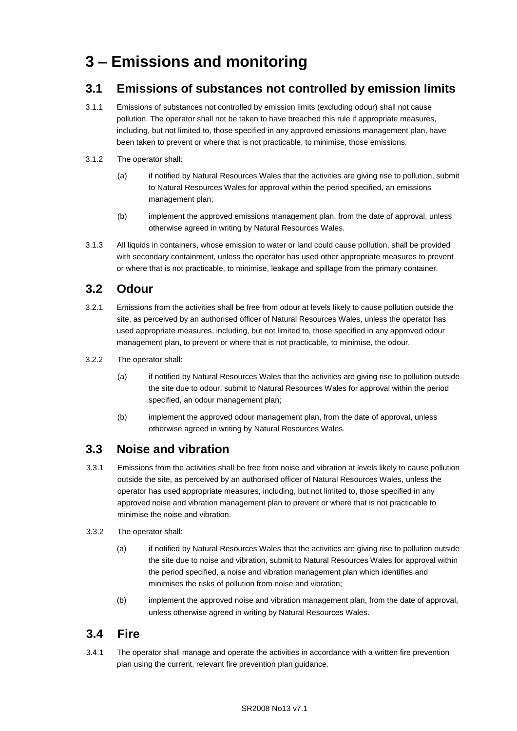# 3 – Emissions and monitoring

## 3.1 Emissions of substances not controlled by emission limits

3.1.1 Emissions of substances not controlled by emission limits (excluding odour) shall not cause pollution. The operator shall not be taken to have breached this rule if appropriate measures, including, but not limited to, those specified in any approved emissions management plan, have been taken to prevent or where that is not practicable, to minimise, those emissions.

3.1.2 The operator shall:

(a) if notified by Natural Resources Wales that the activities are giving rise to pollution, submit to Natural Resources Wales for approval within the period specified, an emissions management plan;

(b) implement the approved emissions management plan, from the date of approval, unless otherwise agreed in writing by Natural Resources Wales.

3.1.3 All liquids in containers, whose emission to water or land could cause pollution, shall be provided with secondary containment, unless the operator has used other appropriate measures to prevent or where that is not practicable, to minimise, leakage and spillage from the primary container.

## 3.2 Odour

3.2.1 Emissions from the activities shall be free from odour at levels likely to cause pollution outside the site, as perceived by an authorised officer of Natural Resources Wales, unless the operator has used appropriate measures, including, but not limited to, those specified in any approved odour management plan, to prevent or where that is not practicable, to minimise, the odour.

3.2.2 The operator shall:

(a) if notified by Natural Resources Wales that the activities are giving rise to pollution outside the site due to odour, submit to Natural Resources Wales for approval within the period specified, an odour management plan;

(b) implement the approved odour management plan, from the date of approval, unless otherwise agreed in writing by Natural Resources Wales.

## 3.3 Noise and vibration

3.3.1 Emissions from the activities shall be free from noise and vibration at levels likely to cause pollution outside the site, as perceived by an authorised officer of Natural Resources Wales, unless the operator has used appropriate measures, including, but not limited to, those specified in any approved noise and vibration management plan to prevent or where that is not practicable to minimise the noise and vibration.

3.3.2 The operator shall:

(a) if notified by Natural Resources Wales that the activities are giving rise to pollution outside the site due to noise and vibration, submit to Natural Resources Wales for approval within the period specified, a noise and vibration management plan which identifies and minimises the risks of pollution from noise and vibration;

(b) implement the approved noise and vibration management plan, from the date of approval, unless otherwise agreed in writing by Natural Resources Wales.

## 3.4 Fire

3.4.1 The operator shall manage and operate the activities in accordance with a written fire prevention plan using the current, relevant fire prevention plan guidance.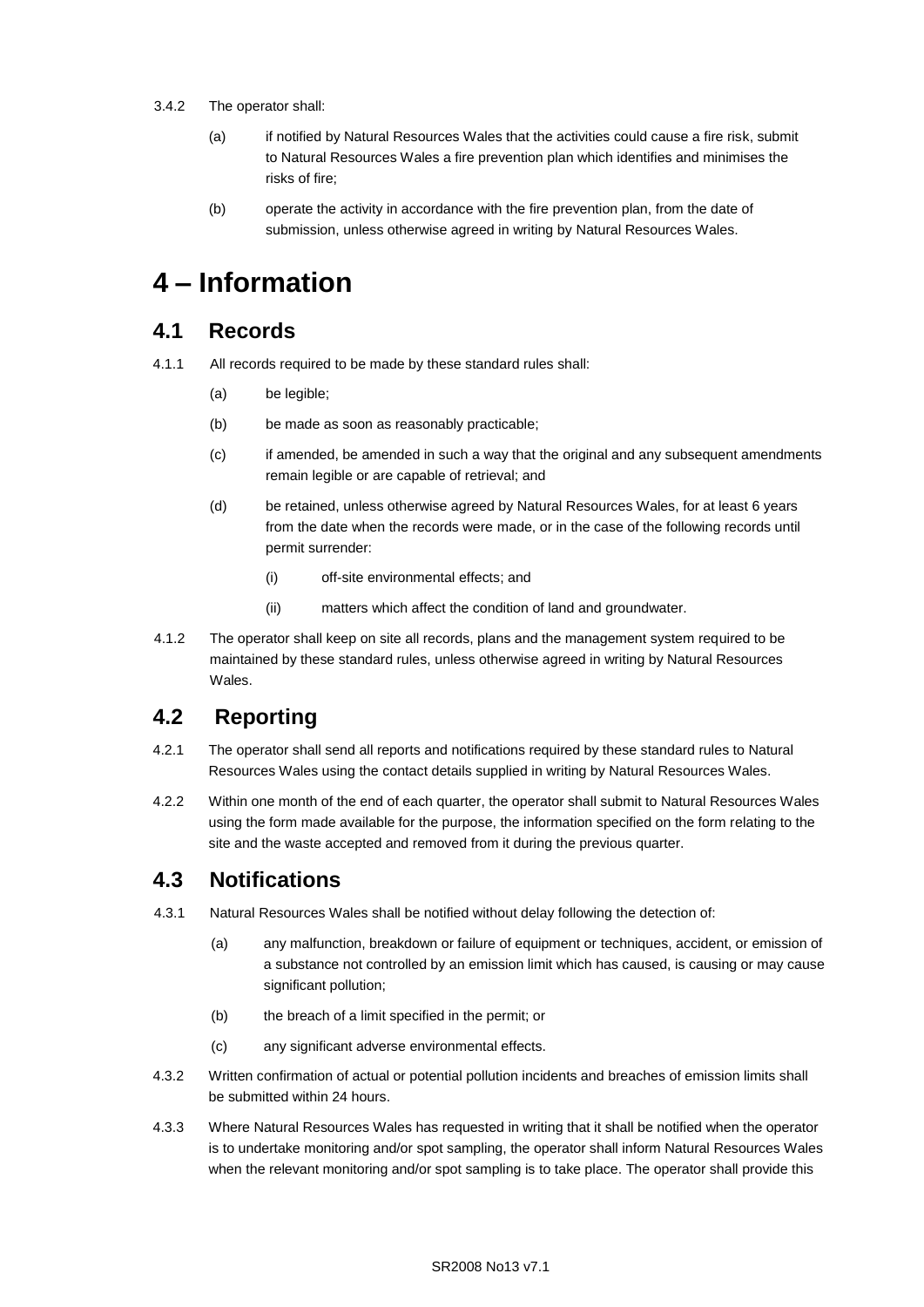3.4.2 The operator shall:

(a) if notified by Natural Resources Wales that the activities could cause a fire risk, submit to Natural Resources Wales a fire prevention plan which identifies and minimises the risks of fire;

(b) operate the activity in accordance with the fire prevention plan, from the date of submission, unless otherwise agreed in writing by Natural Resources Wales.

# 4 – Information

## 4.1 Records

4.1.1 All records required to be made by these standard rules shall:

(a) be legible;

(b) be made as soon as reasonably practicable;

(c) if amended, be amended in such a way that the original and any subsequent amendments remain legible or are capable of retrieval; and

(d) be retained, unless otherwise agreed by Natural Resources Wales, for at least 6 years from the date when the records were made, or in the case of the following records until permit surrender:

(i) off-site environmental effects; and

(ii) matters which affect the condition of land and groundwater.

4.1.2 The operator shall keep on site all records, plans and the management system required to be maintained by these standard rules, unless otherwise agreed in writing by Natural Resources Wales.

## 4.2 Reporting

4.2.1 The operator shall send all reports and notifications required by these standard rules to Natural Resources Wales using the contact details supplied in writing by Natural Resources Wales.

4.2.2 Within one month of the end of each quarter, the operator shall submit to Natural Resources Wales using the form made available for the purpose, the information specified on the form relating to the site and the waste accepted and removed from it during the previous quarter.

## 4.3 Notifications

4.3.1 Natural Resources Wales shall be notified without delay following the detection of:

(a) any malfunction, breakdown or failure of equipment or techniques, accident, or emission of a substance not controlled by an emission limit which has caused, is causing or may cause significant pollution;

(b) the breach of a limit specified in the permit; or

(c) any significant adverse environmental effects.

4.3.2 Written confirmation of actual or potential pollution incidents and breaches of emission limits shall be submitted within 24 hours.

4.3.3 Where Natural Resources Wales has requested in writing that it shall be notified when the operator is to undertake monitoring and/or spot sampling, the operator shall inform Natural Resources Wales when the relevant monitoring and/or spot sampling is to take place. The operator shall provide this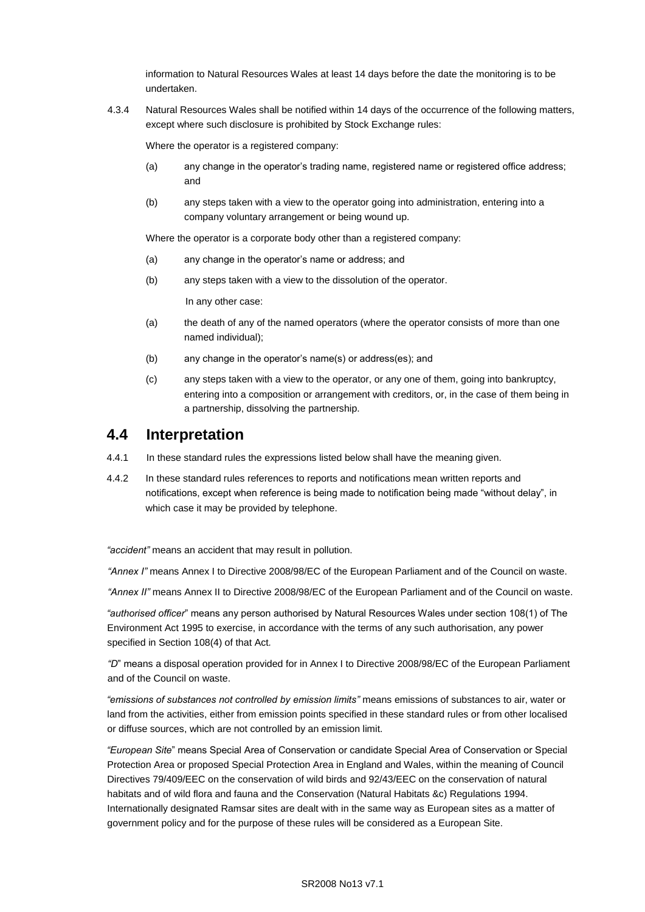information to Natural Resources Wales at least 14 days before the date the monitoring is to be undertaken.

4.3.4 Natural Resources Wales shall be notified within 14 days of the occurrence of the following matters, except where such disclosure is prohibited by Stock Exchange rules:

Where the operator is a registered company:

(a) any change in the operator's trading name, registered name or registered office address; and

(b) any steps taken with a view to the operator going into administration, entering into a company voluntary arrangement or being wound up.

Where the operator is a corporate body other than a registered company:

(a) any change in the operator's name or address; and

(b) any steps taken with a view to the dissolution of the operator.

In any other case:

(a) the death of any of the named operators (where the operator consists of more than one named individual);

(b) any change in the operator's name(s) or address(es); and

(c) any steps taken with a view to the operator, or any one of them, going into bankruptcy, entering into a composition or arrangement with creditors, or, in the case of them being in a partnership, dissolving the partnership.

## 4.4 Interpretation

4.4.1 In these standard rules the expressions listed below shall have the meaning given.

4.4.2 In these standard rules references to reports and notifications mean written reports and notifications, except when reference is being made to notification being made "without delay", in which case it may be provided by telephone.

*"accident"* means an accident that may result in pollution.

*"Annex I"* means Annex I to Directive 2008/98/EC of the European Parliament and of the Council on waste.

*"Annex II"* means Annex II to Directive 2008/98/EC of the European Parliament and of the Council on waste.

*"authorised officer"* means any person authorised by Natural Resources Wales under section 108(1) of The Environment Act 1995 to exercise, in accordance with the terms of any such authorisation, any power specified in Section 108(4) of that Act.

*"D"* means a disposal operation provided for in Annex I to Directive 2008/98/EC of the European Parliament and of the Council on waste.

*"emissions of substances not controlled by emission limits"* means emissions of substances to air, water or land from the activities, either from emission points specified in these standard rules or from other localised or diffuse sources, which are not controlled by an emission limit.

*"European Site"* means Special Area of Conservation or candidate Special Area of Conservation or Special Protection Area or proposed Special Protection Area in England and Wales, within the meaning of Council Directives 79/409/EEC on the conservation of wild birds and 92/43/EEC on the conservation of natural habitats and of wild flora and fauna and the Conservation (Natural Habitats &c) Regulations 1994. Internationally designated Ramsar sites are dealt with in the same way as European sites as a matter of government policy and for the purpose of these rules will be considered as a European Site.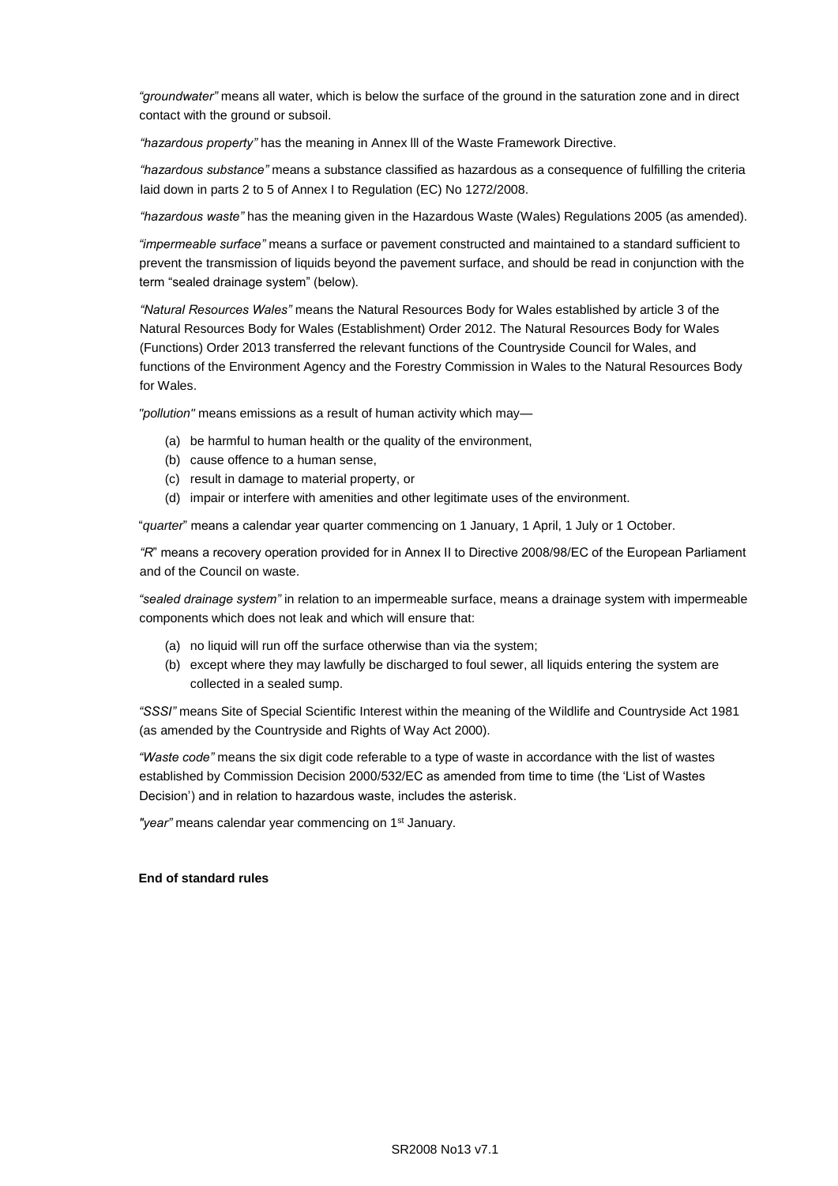*"groundwater"* means all water, which is below the surface of the ground in the saturation zone and in direct contact with the ground or subsoil.

*"hazardous property"* has the meaning in Annex lll of the Waste Framework Directive.

*"hazardous substance"* means a substance classified as hazardous as a consequence of fulfilling the criteria laid down in parts 2 to 5 of Annex I to Regulation (EC) No 1272/2008.

*"hazardous waste"* has the meaning given in the Hazardous Waste (Wales) Regulations 2005 (as amended).

*"impermeable surface"* means a surface or pavement constructed and maintained to a standard sufficient to prevent the transmission of liquids beyond the pavement surface, and should be read in conjunction with the term "sealed drainage system" (below).

*"Natural Resources Wales"* means the Natural Resources Body for Wales established by article 3 of the Natural Resources Body for Wales (Establishment) Order 2012. The Natural Resources Body for Wales (Functions) Order 2013 transferred the relevant functions of the Countryside Council for Wales, and functions of the Environment Agency and the Forestry Commission in Wales to the Natural Resources Body for Wales.

*"pollution"* means emissions as a result of human activity which may—

(a) be harmful to human health or the quality of the environment,
(b) cause offence to a human sense,
(c) result in damage to material property, or
(d) impair or interfere with amenities and other legitimate uses of the environment.

"*quarter*" means a calendar year quarter commencing on 1 January, 1 April, 1 July or 1 October.

*"R*" means a recovery operation provided for in Annex II to Directive 2008/98/EC of the European Parliament and of the Council on waste.

*"sealed drainage system"* in relation to an impermeable surface, means a drainage system with impermeable components which does not leak and which will ensure that:

(a) no liquid will run off the surface otherwise than via the system;
(b) except where they may lawfully be discharged to foul sewer, all liquids entering the system are collected in a sealed sump.

*"SSSI"* means Site of Special Scientific Interest within the meaning of the Wildlife and Countryside Act 1981 (as amended by the Countryside and Rights of Way Act 2000).

*"Waste code"* means the six digit code referable to a type of waste in accordance with the list of wastes established by Commission Decision 2000/532/EC as amended from time to time (the 'List of Wastes Decision') and in relation to hazardous waste, includes the asterisk.

*"year"* means calendar year commencing on 1st January.

**End of standard rules**